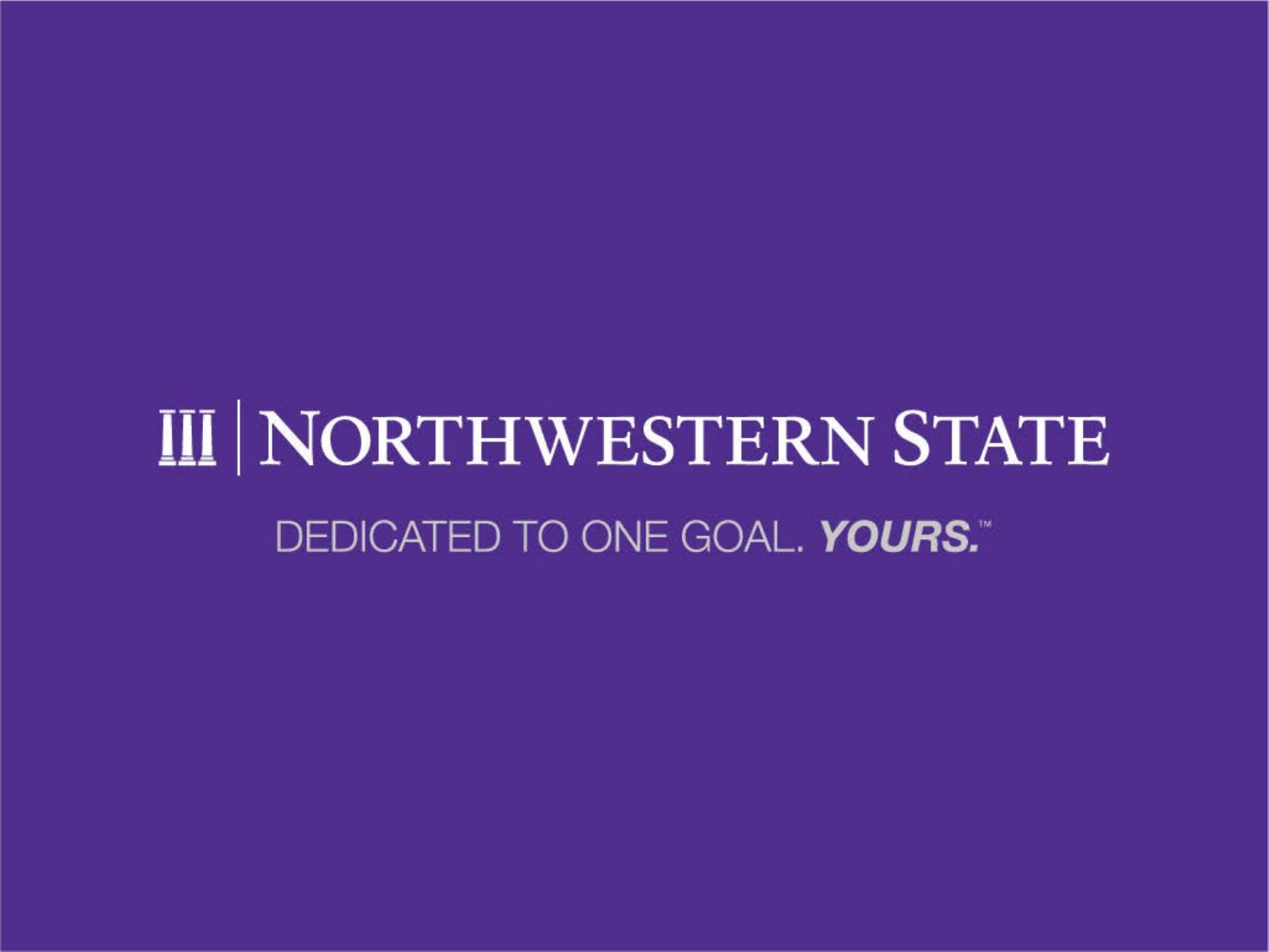# NORTHWESTERN STATE

DEDICATED TO ONE GOAL. ***YOURS.***™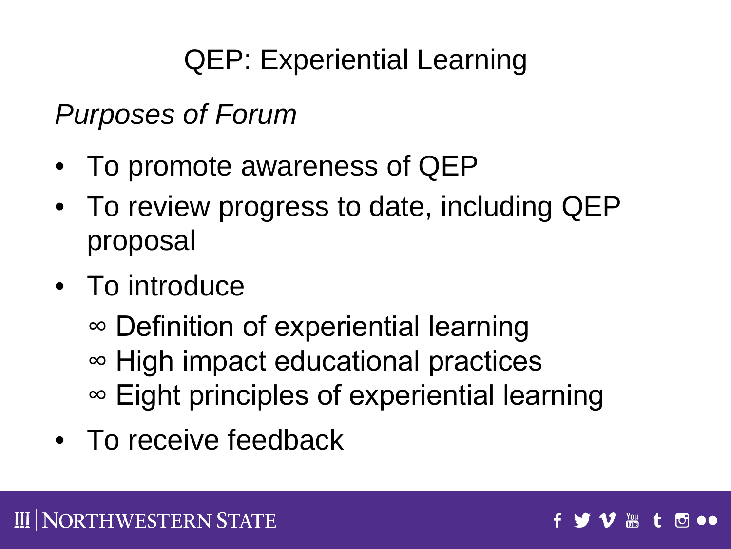# QEP: Experiential Learning

*Purposes of Forum*

- To promote awareness of QEP
- To review progress to date, including QEP proposal
- To introduce
  - ∞ Definition of experiential learning
  - ∞ High impact educational practices
  - ∞ Eight principles of experiential learning
- To receive feedback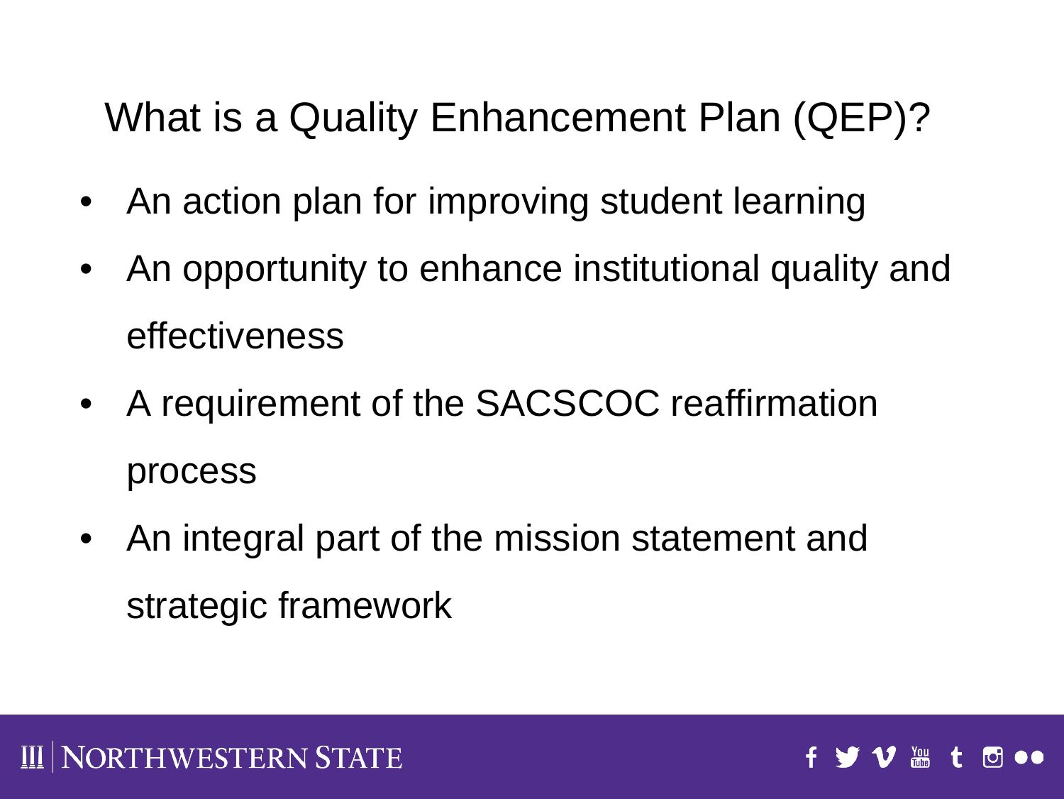# What is a Quality Enhancement Plan (QEP)?

- An action plan for improving student learning
- An opportunity to enhance institutional quality and effectiveness
- A requirement of the SACSCOC reaffirmation process
- An integral part of the mission statement and strategic framework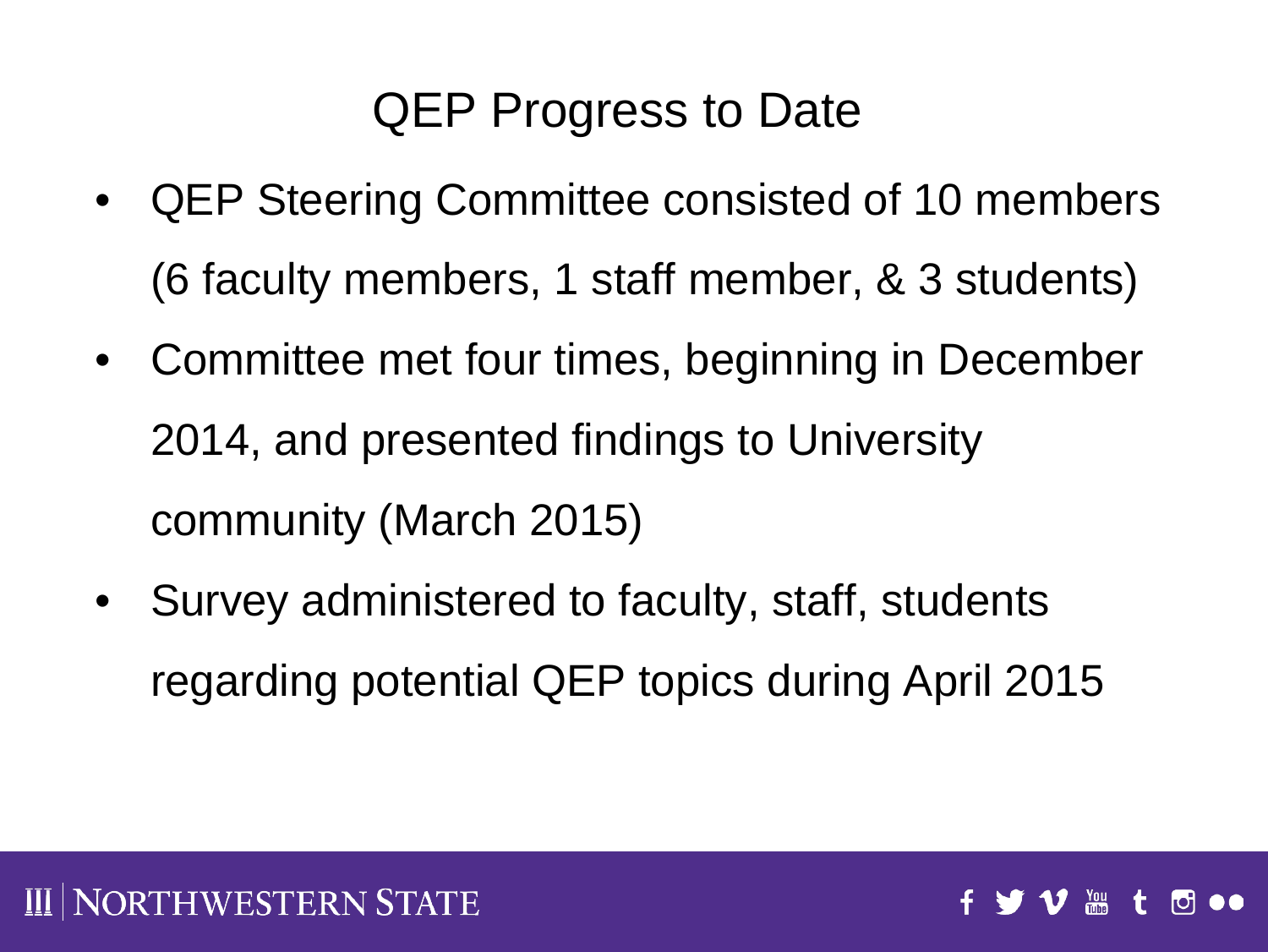# QEP Progress to Date

- QEP Steering Committee consisted of 10 members (6 faculty members, 1 staff member, & 3 students)
- Committee met four times, beginning in December 2014, and presented findings to University community (March 2015)
- Survey administered to faculty, staff, students regarding potential QEP topics during April 2015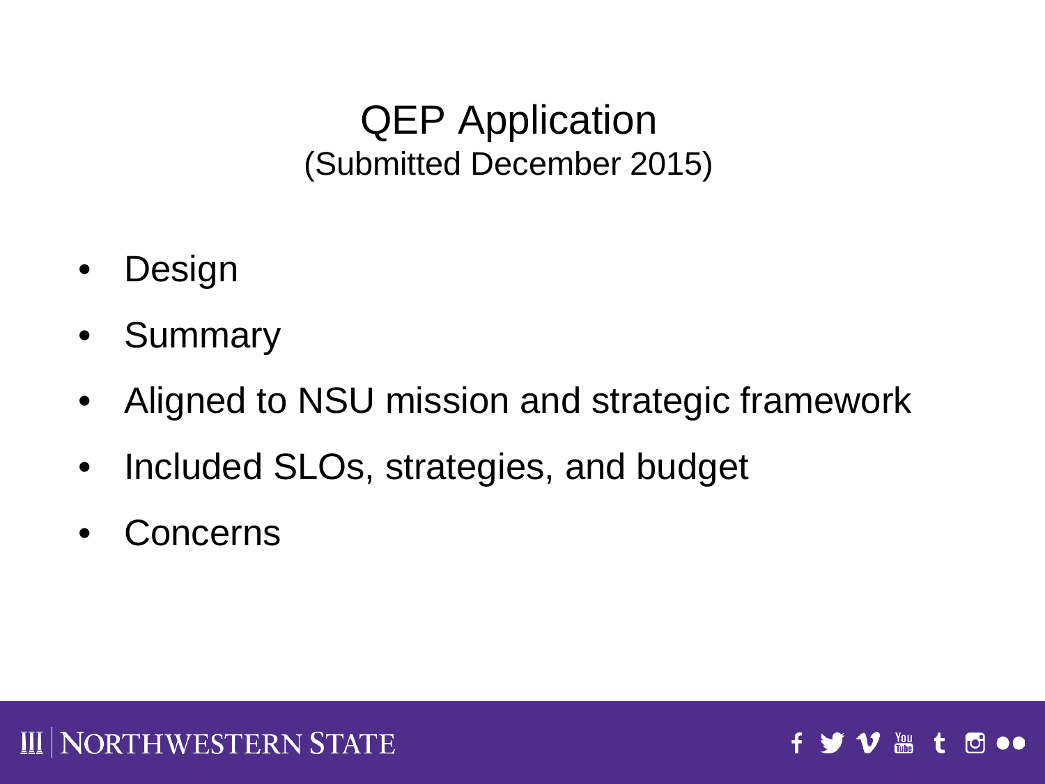# QEP Application
(Submitted December 2015)

- Design
- Summary
- Aligned to NSU mission and strategic framework
- Included SLOs, strategies, and budget
- Concerns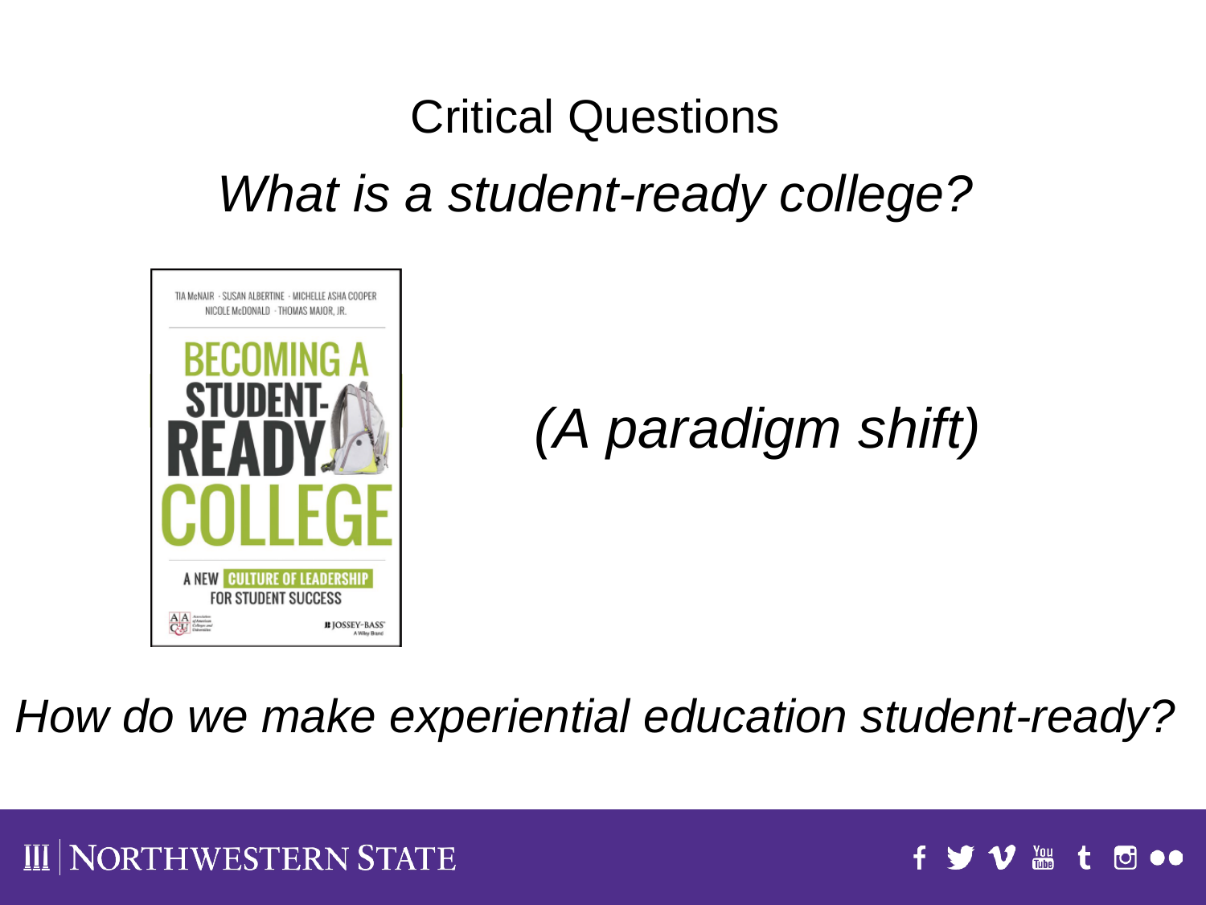# Critical Questions

*What is a student-ready college?*

*(A paradigm shift)*

*How do we make experiential education student-ready?*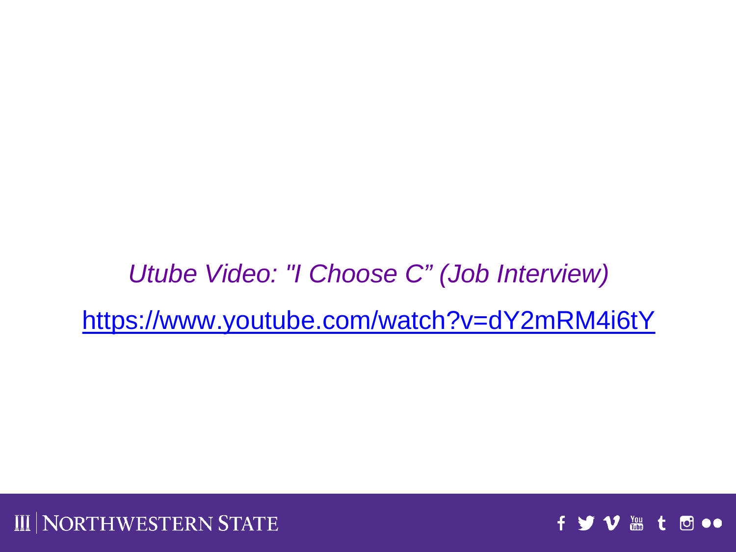*Utube Video: "I Choose C” (Job Interview)*

https://www.youtube.com/watch?v=dY2mRM4i6tY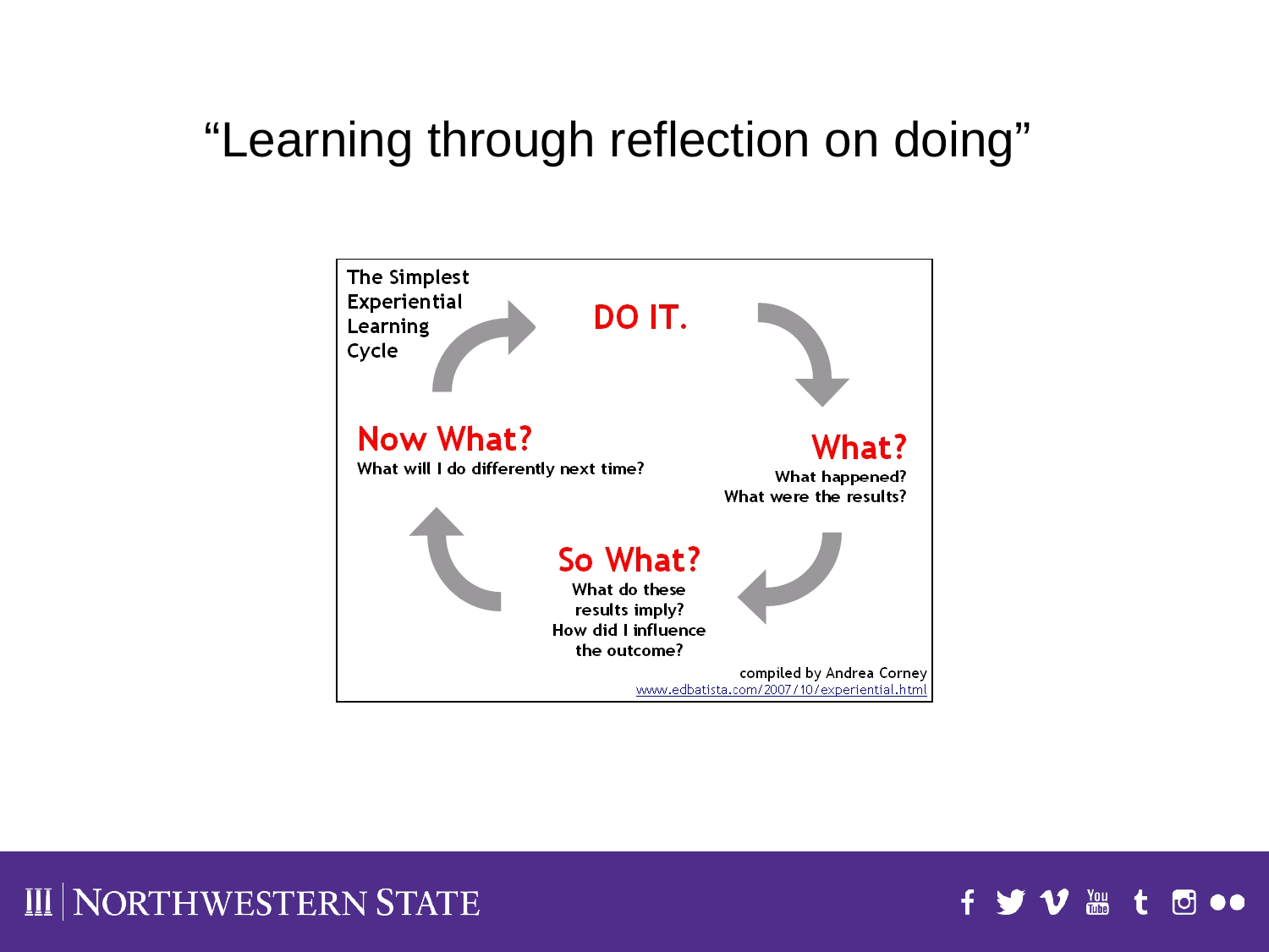# "Learning through reflection on doing"

The Simplest Experiential Learning Cycle

**DO IT.**

**What?**
What happened?
What were the results?

**So What?**
What do these results imply?
How did I influence the outcome?

**Now What?**
What will I do differently next time?

compiled by Andrea Corney
www.edbatista.com/2007/10/experiential.html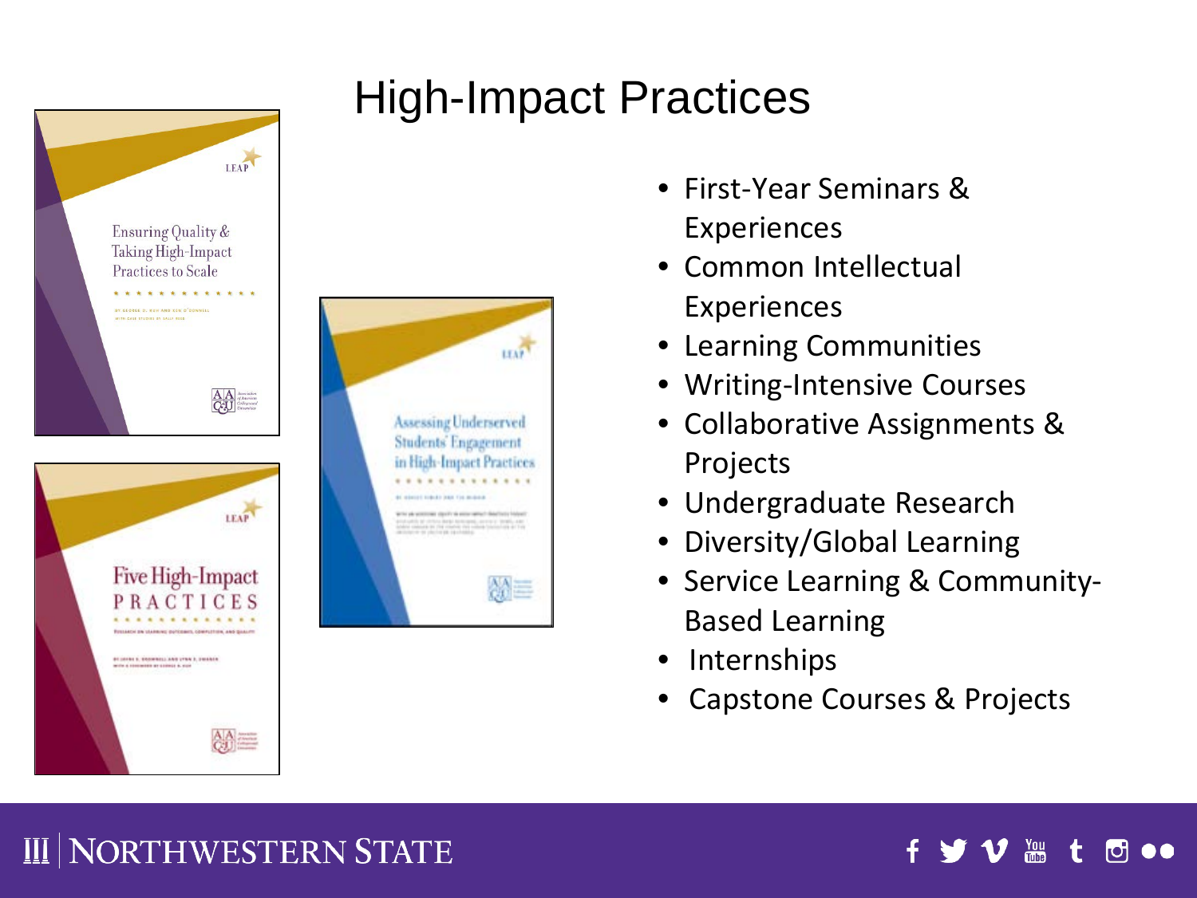# High-Impact Practices

- First-Year Seminars & Experiences
- Common Intellectual Experiences
- Learning Communities
- Writing-Intensive Courses
- Collaborative Assignments & Projects
- Undergraduate Research
- Diversity/Global Learning
- Service Learning & Community-Based Learning
- Internships
- Capstone Courses & Projects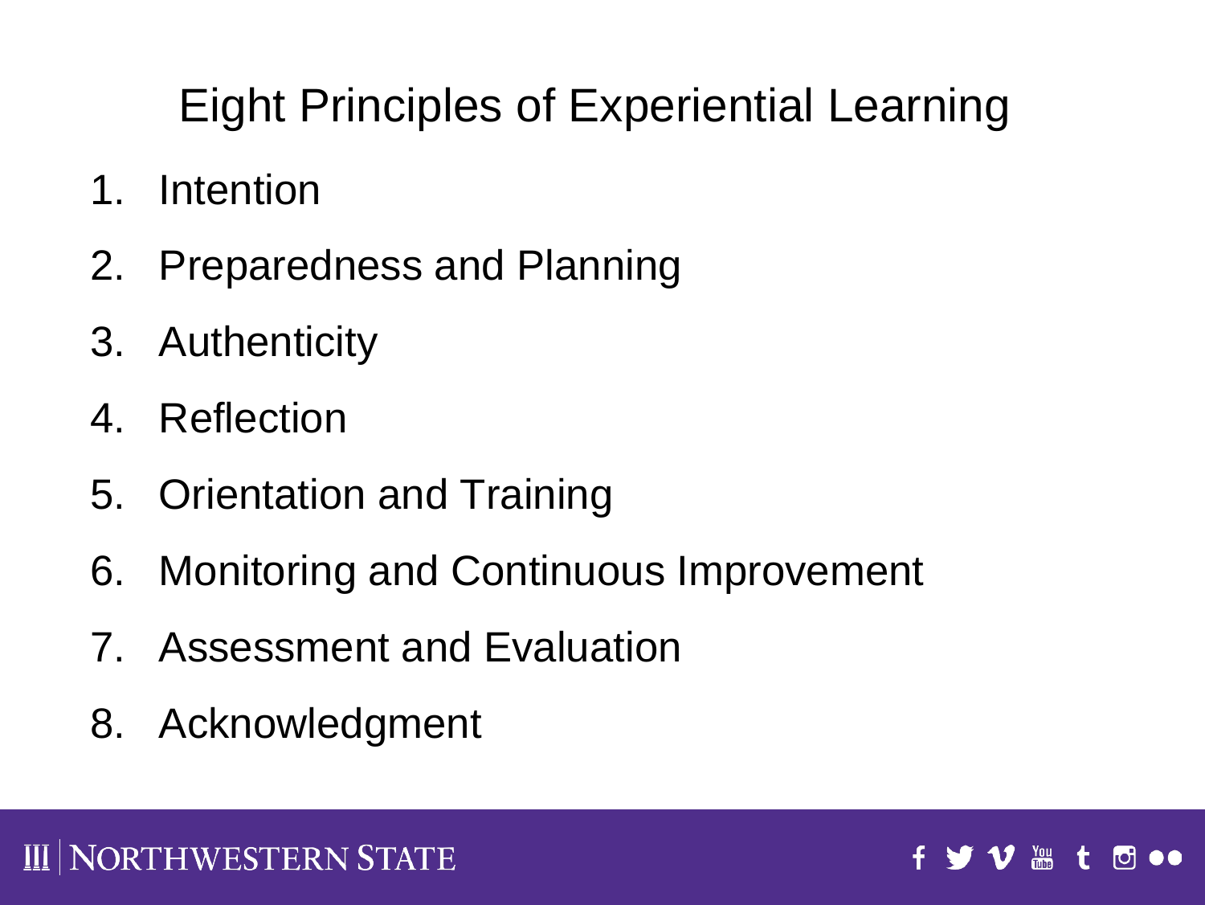# Eight Principles of Experiential Learning

1. Intention
2. Preparedness and Planning
3. Authenticity
4. Reflection
5. Orientation and Training
6. Monitoring and Continuous Improvement
7. Assessment and Evaluation
8. Acknowledgment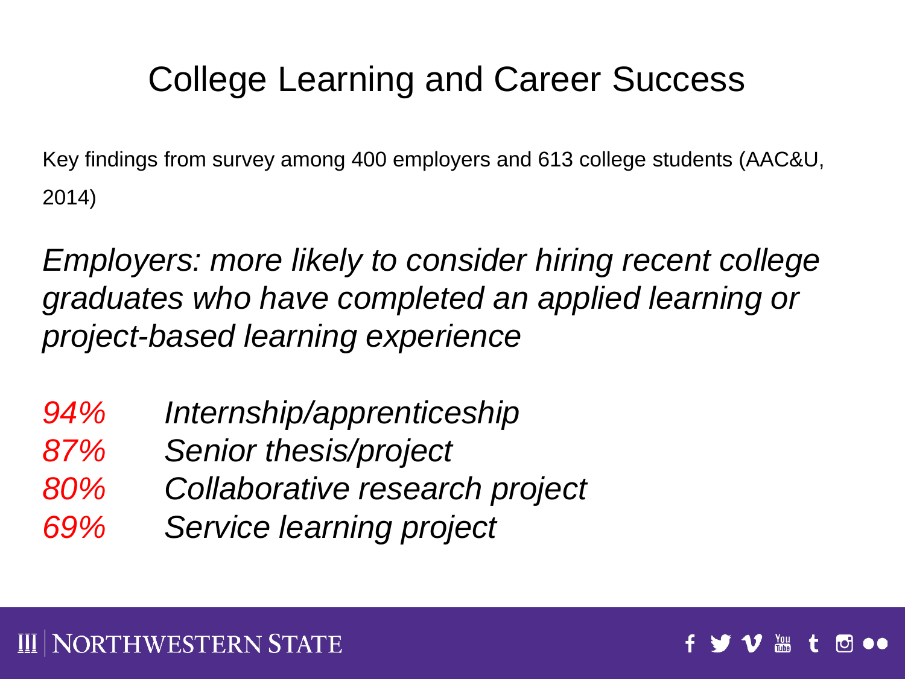# College Learning and Career Success

Key findings from survey among 400 employers and 613 college students (AAC&U, 2014)

*Employers: more likely to consider hiring recent college graduates who have completed an applied learning or project-based learning experience*

- *94% Internship/apprenticeship*
- *87% Senior thesis/project*
- *80% Collaborative research project*
- *69% Service learning project*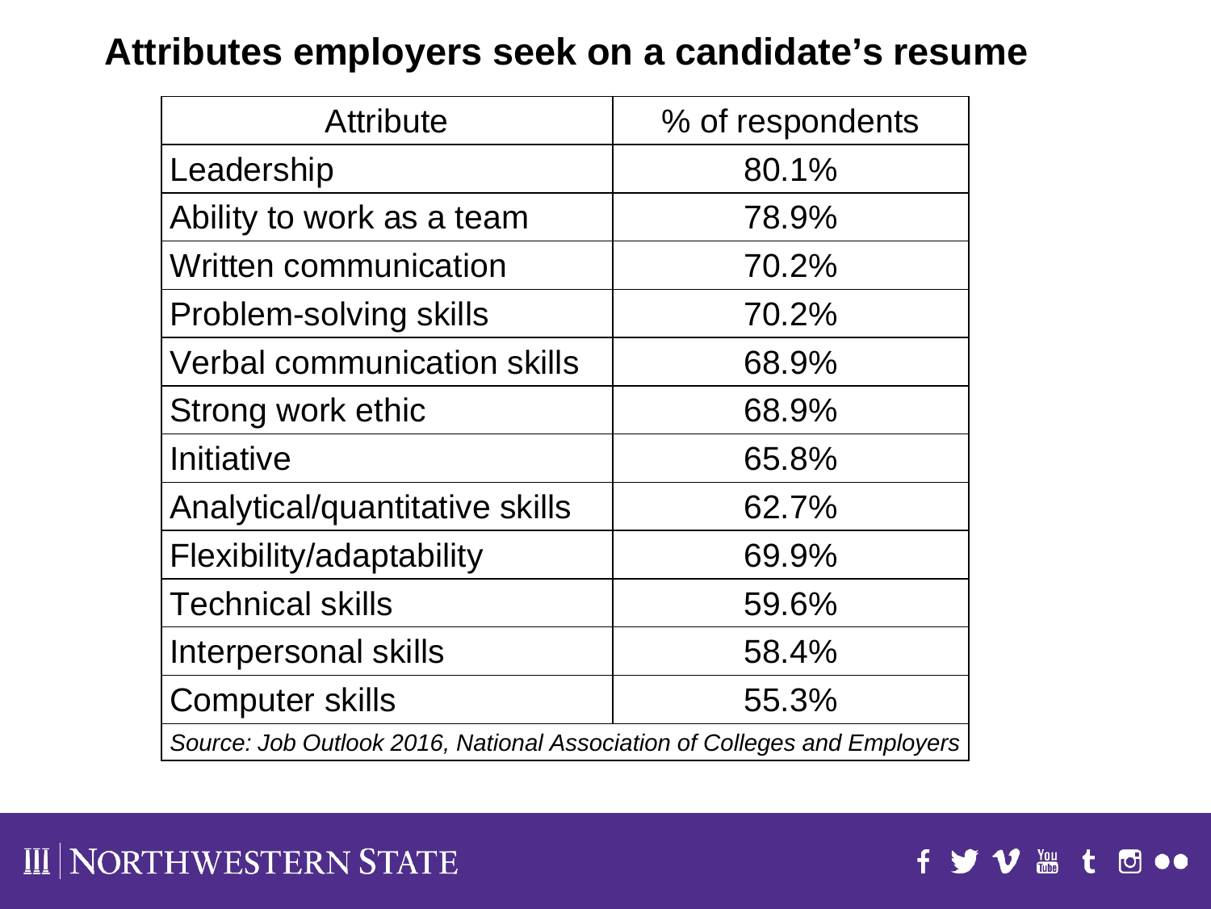# Attributes employers seek on a candidate's resume

| Attribute | % of respondents |
| --- | --- |
| Leadership | 80.1% |
| Ability to work as a team | 78.9% |
| Written communication | 70.2% |
| Problem-solving skills | 70.2% |
| Verbal communication skills | 68.9% |
| Strong work ethic | 68.9% |
| Initiative | 65.8% |
| Analytical/quantitative skills | 62.7% |
| Flexibility/adaptability | 69.9% |
| Technical skills | 59.6% |
| Interpersonal skills | 58.4% |
| Computer skills | 55.3% |
| *Source: Job Outlook 2016, National Association of Colleges and Employers* | |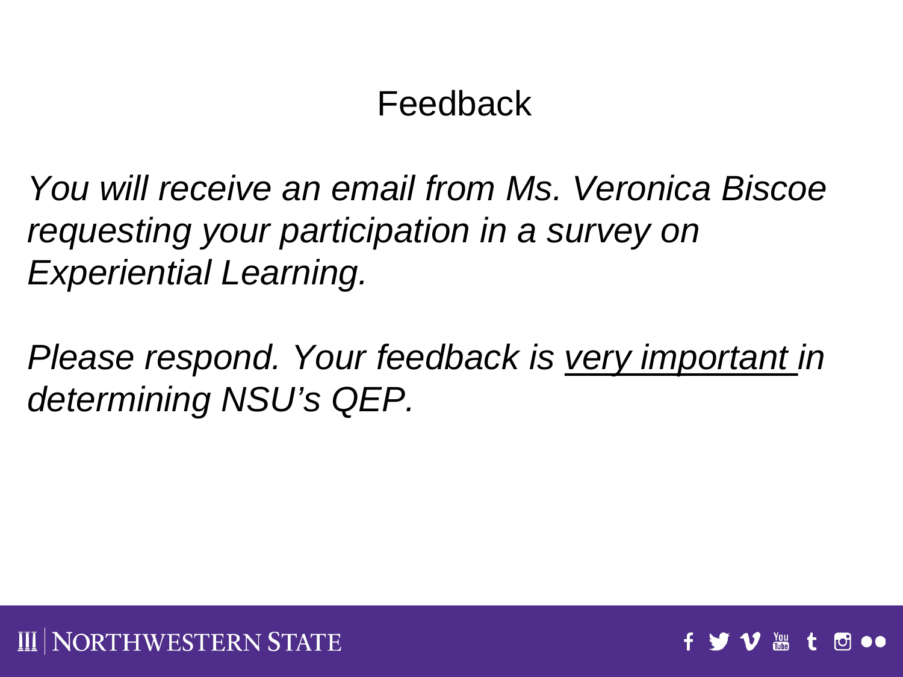# Feedback

*You will receive an email from Ms. Veronica Biscoe requesting your participation in a survey on Experiential Learning.*

*Please respond. Your feedback is <u>very important</u> in determining NSU's QEP.*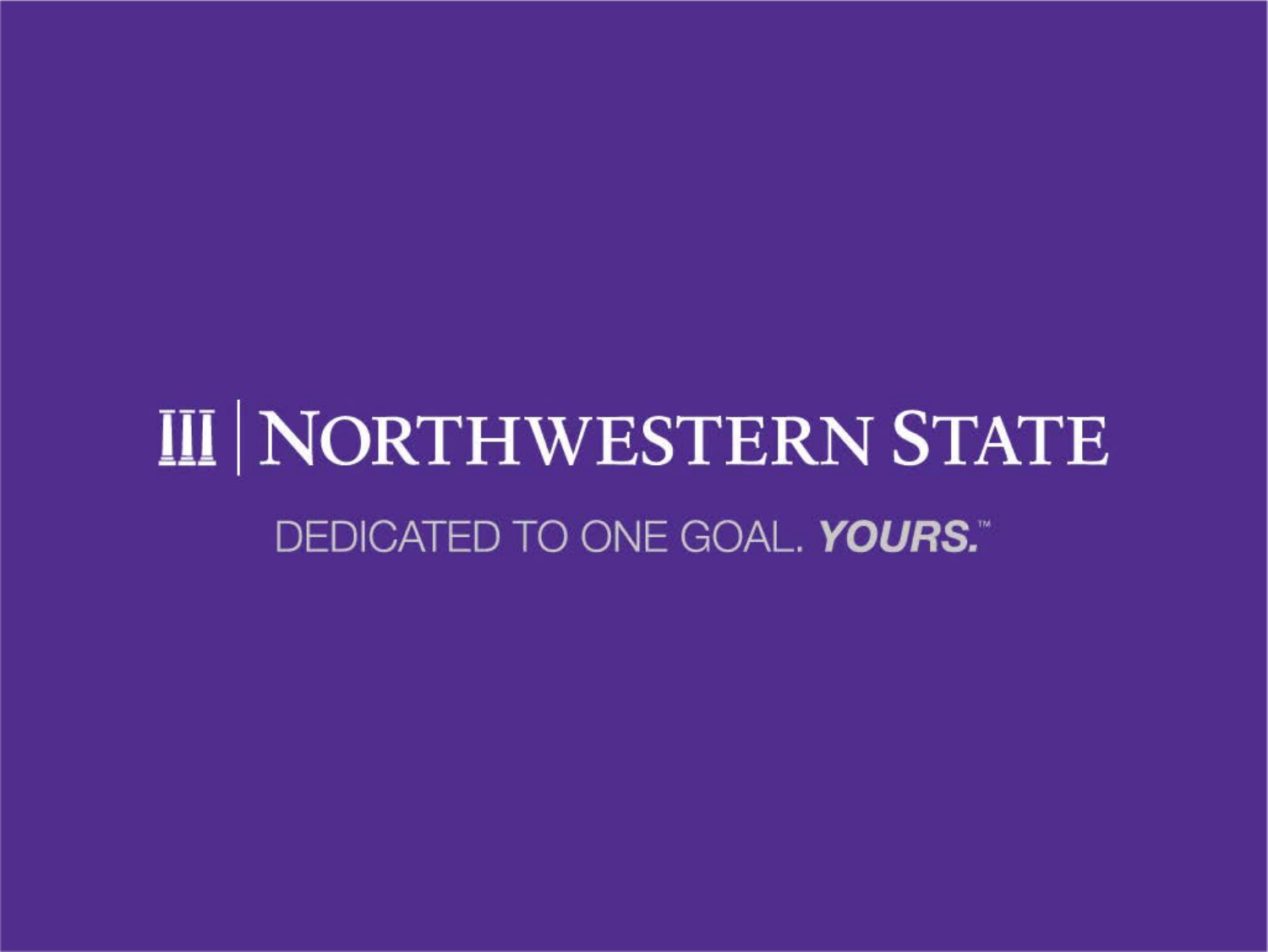NORTHWESTERN STATE

DEDICATED TO ONE GOAL. ***YOURS.***™